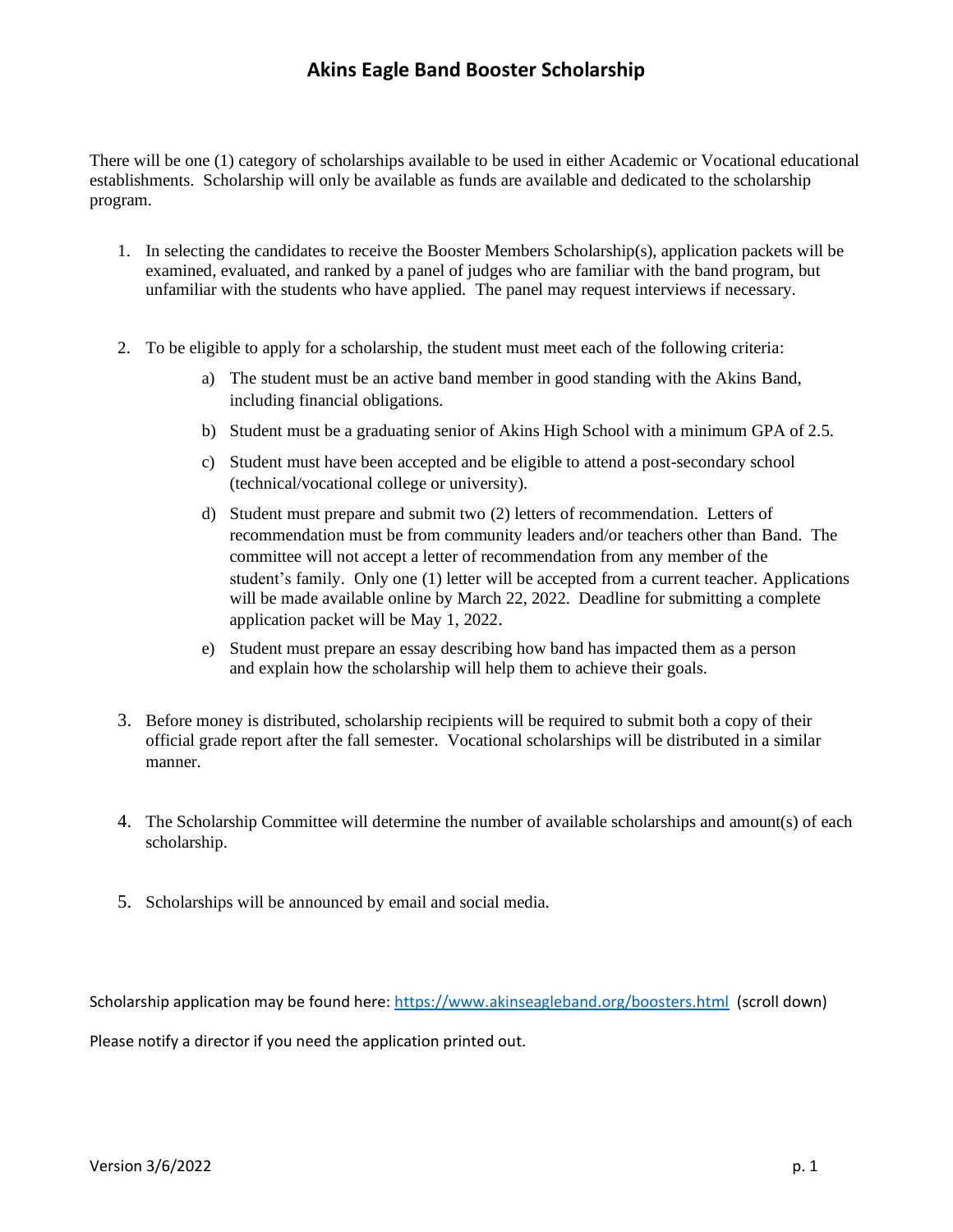# Akins Eagle Band Booster Scholarship

There will be one (1) category of scholarships available to be used in either Academic or Vocational educational establishments. Scholarship will only be available as funds are available and dedicated to the scholarship program.

1. In selecting the candidates to receive the Booster Members Scholarship(s), application packets will be examined, evaluated, and ranked by a panel of judges who are familiar with the band program, but unfamiliar with the students who have applied. The panel may request interviews if necessary.

2. To be eligible to apply for a scholarship, the student must meet each of the following criteria:
   a) The student must be an active band member in good standing with the Akins Band, including financial obligations.
   b) Student must be a graduating senior of Akins High School with a minimum GPA of 2.5.
   c) Student must have been accepted and be eligible to attend a post-secondary school (technical/vocational college or university).
   d) Student must prepare and submit two (2) letters of recommendation. Letters of recommendation must be from community leaders and/or teachers other than Band. The committee will not accept a letter of recommendation from any member of the student's family. Only one (1) letter will be accepted from a current teacher. Applications will be made available online by March 22, 2022. Deadline for submitting a complete application packet will be May 1, 2022.
   e) Student must prepare an essay describing how band has impacted them as a person and explain how the scholarship will help them to achieve their goals.

3. Before money is distributed, scholarship recipients will be required to submit both a copy of their official grade report after the fall semester. Vocational scholarships will be distributed in a similar manner.

4. The Scholarship Committee will determine the number of available scholarships and amount(s) of each scholarship.

5. Scholarships will be announced by email and social media.

Scholarship application may be found here: [https://www.akinseagleband.org/boosters.html](https://www.akinseagleband.org/boosters.html) (scroll down)

Please notify a director if you need the application printed out.

Version 3/6/2022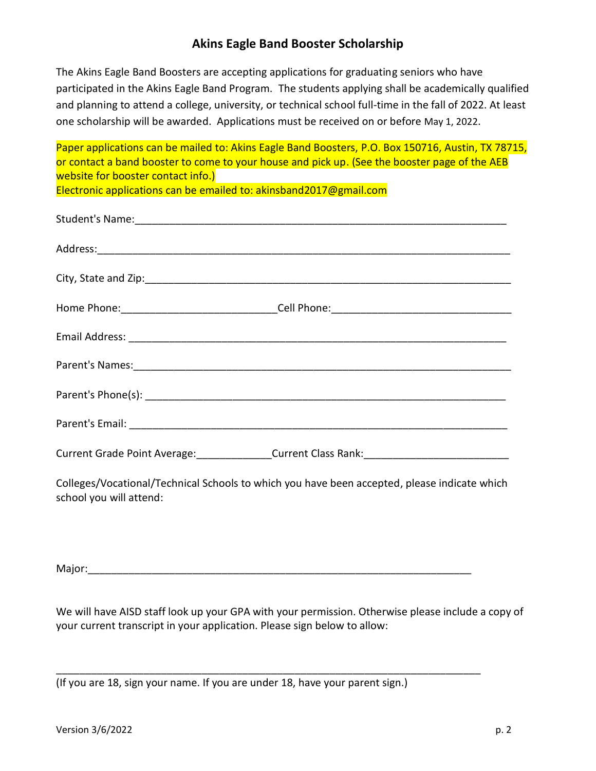# Akins Eagle Band Booster Scholarship

The Akins Eagle Band Boosters are accepting applications for graduating seniors who have participated in the Akins Eagle Band Program. The students applying shall be academically qualified and planning to attend a college, university, or technical school full-time in the fall of 2022. At least one scholarship will be awarded. Applications must be received on or before May 1, 2022.

Paper applications can be mailed to: Akins Eagle Band Boosters, P.O. Box 150716, Austin, TX 78715, or contact a band booster to come to your house and pick up. (See the booster page of the AEB website for booster contact info.)
Electronic applications can be emailed to: akinsband2017@gmail.com

Student's Name:_______________________________________________________________

Address:_____________________________________________________________________

City, State and Zip:_____________________________________________________________

Home Phone:_________________________Cell Phone:_____________________________

Email Address: _______________________________________________________________

Parent's Names:_______________________________________________________________

Parent's Phone(s): _____________________________________________________________

Parent's Email: ________________________________________________________________

Current Grade Point Average:____________Current Class Rank:______________________

Colleges/Vocational/Technical Schools to which you have been accepted, please indicate which school you will attend:

Major:______________________________________________________________

We will have AISD staff look up your GPA with your permission. Otherwise please include a copy of your current transcript in your application. Please sign below to allow:

_____________________________________________________________________

(If you are 18, sign your name. If you are under 18, have your parent sign.)

Version 3/6/2022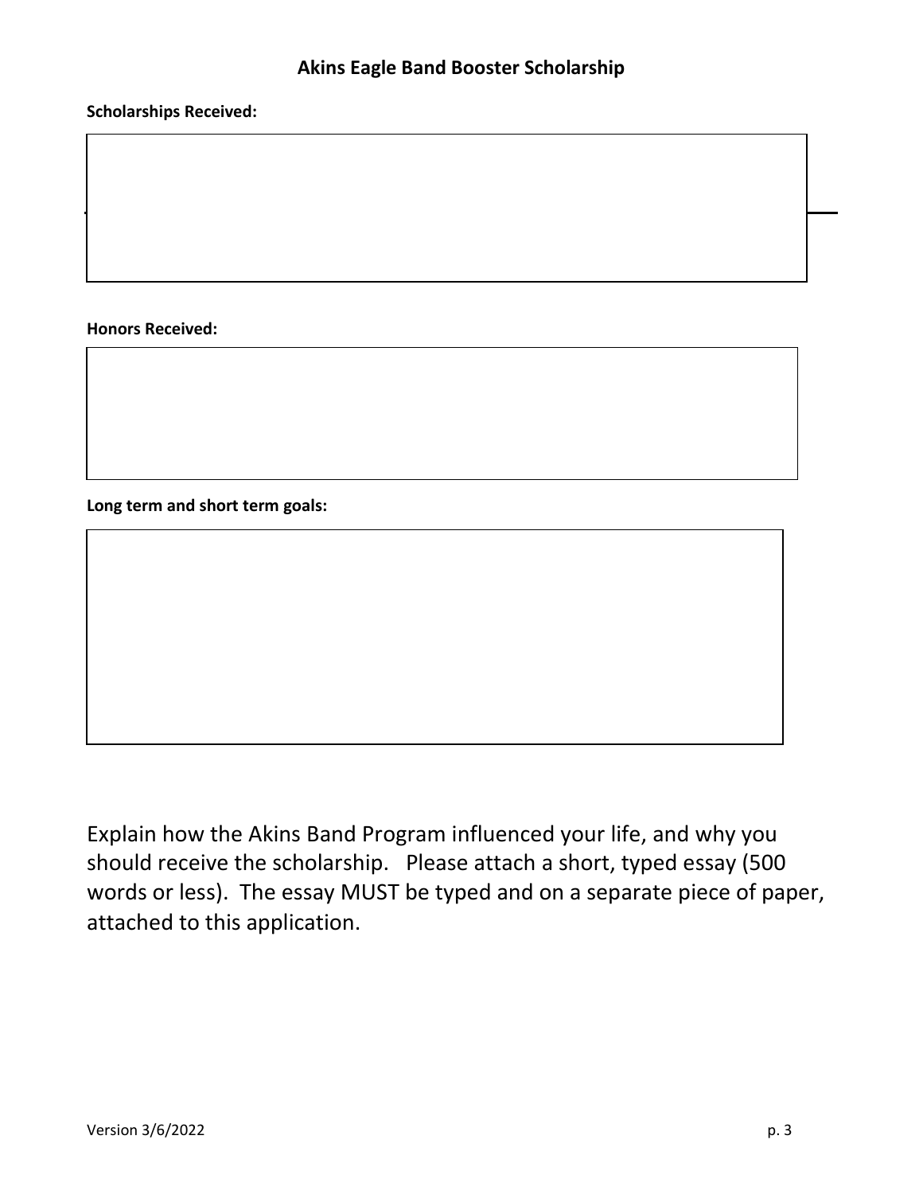## Akins Eagle Band Booster Scholarship

**Scholarships Received:**

**Honors Received:**

**Long term and short term goals:**

Explain how the Akins Band Program influenced your life, and why you should receive the scholarship. Please attach a short, typed essay (500 words or less). The essay MUST be typed and on a separate piece of paper, attached to this application.

Version 3/6/2022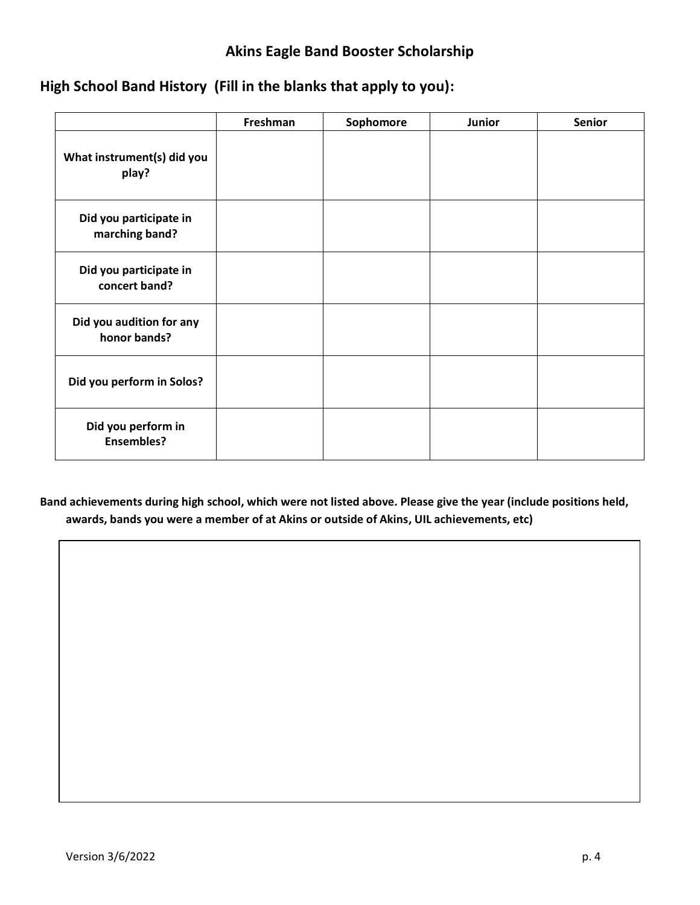# Akins Eagle Band Booster Scholarship

## High School Band History (Fill in the blanks that apply to you):

| | Freshman | Sophomore | Junior | Senior |
|---|---|---|---|---|
| **What instrument(s) did you play?** | | | | |
| **Did you participate in marching band?** | | | | |
| **Did you participate in concert band?** | | | | |
| **Did you audition for any honor bands?** | | | | |
| **Did you perform in Solos?** | | | | |
| **Did you perform in Ensembles?** | | | | |

**Band achievements during high school, which were not listed above. Please give the year (include positions held, awards, bands you were a member of at Akins or outside of Akins, UIL achievements, etc)**

Version 3/6/2022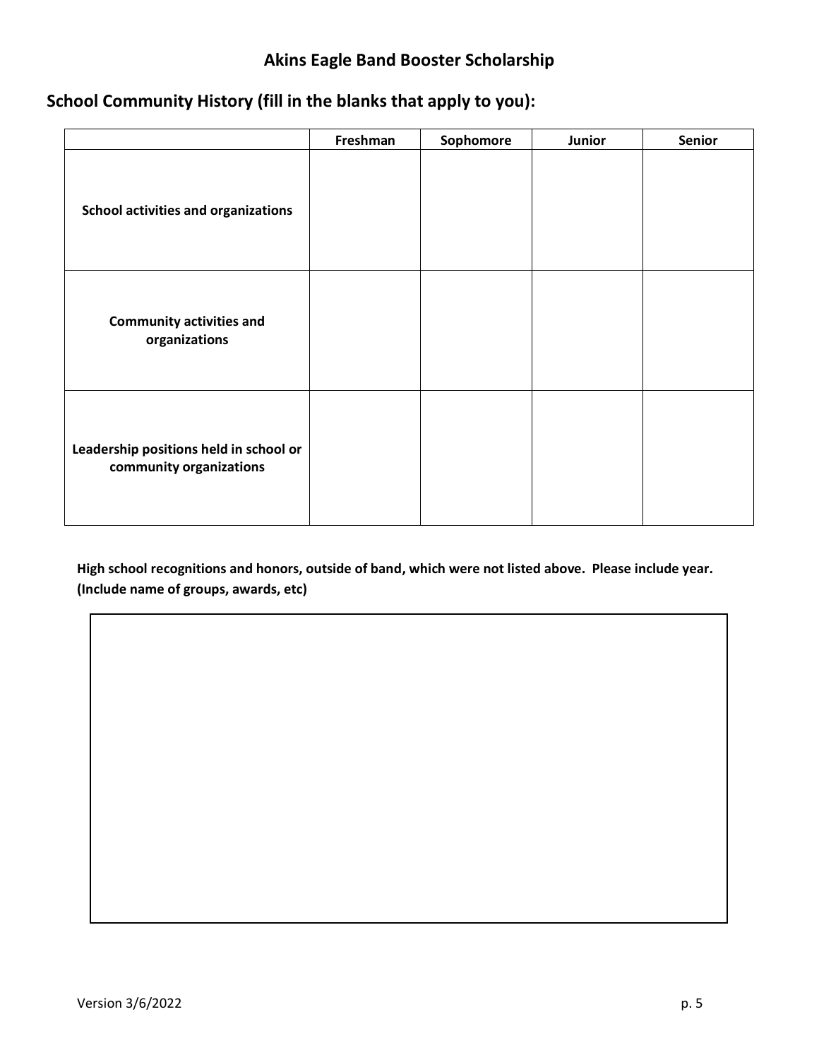## Akins Eagle Band Booster Scholarship

### School Community History (fill in the blanks that apply to you):

| | Freshman | Sophomore | Junior | Senior |
|---|---|---|---|---|
| **School activities and organizations** | | | | |
| **Community activities and organizations** | | | | |
| **Leadership positions held in school or community organizations** | | | | |

**High school recognitions and honors, outside of band, which were not listed above. Please include year. (Include name of groups, awards, etc)**

Version 3/6/2022